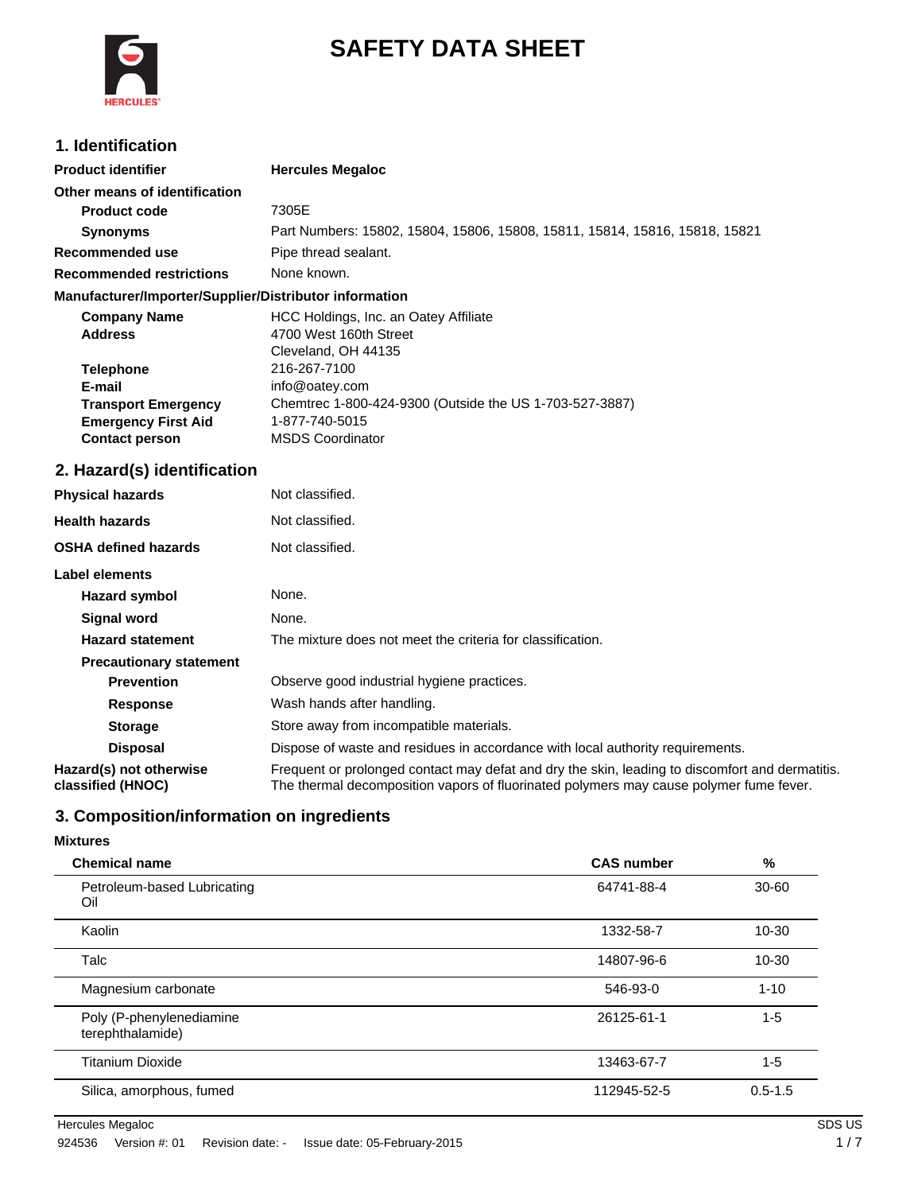# SAFETY DATA SHEET

## 1. Identification

| | |
|---|---|
| **Product identifier** | **Hercules Megaloc** |
| **Other means of identification** | |
| **Product code** | 7305E |
| **Synonyms** | Part Numbers: 15802, 15804, 15806, 15808, 15811, 15814, 15816, 15818, 15821 |
| **Recommended use** | Pipe thread sealant. |
| **Recommended restrictions** | None known. |

**Manufacturer/Importer/Supplier/Distributor information**

| | |
|---|---|
| **Company Name** | HCC Holdings, Inc. an Oatey Affiliate |
| **Address** | 4700 West 160th Street<br>Cleveland, OH 44135 |
| **Telephone** | 216-267-7100 |
| **E-mail** | info@oatey.com |
| **Transport Emergency** | Chemtrec 1-800-424-9300 (Outside the US 1-703-527-3887) |
| **Emergency First Aid** | 1-877-740-5015 |
| **Contact person** | MSDS Coordinator |

## 2. Hazard(s) identification

| | |
|---|---|
| **Physical hazards** | Not classified. |
| **Health hazards** | Not classified. |
| **OSHA defined hazards** | Not classified. |
| **Label elements** | |
| **Hazard symbol** | None. |
| **Signal word** | None. |
| **Hazard statement** | The mixture does not meet the criteria for classification. |
| **Precautionary statement** | |
| **Prevention** | Observe good industrial hygiene practices. |
| **Response** | Wash hands after handling. |
| **Storage** | Store away from incompatible materials. |
| **Disposal** | Dispose of waste and residues in accordance with local authority requirements. |
| **Hazard(s) not otherwise classified (HNOC)** | Frequent or prolonged contact may defat and dry the skin, leading to discomfort and dermatitis. The thermal decomposition vapors of fluorinated polymers may cause polymer fume fever. |

## 3. Composition/information on ingredients

**Mixtures**

| Chemical name | CAS number | % |
|---|---|---|
| Petroleum-based Lubricating Oil | 64741-88-4 | 30-60 |
| Kaolin | 1332-58-7 | 10-30 |
| Talc | 14807-96-6 | 10-30 |
| Magnesium carbonate | 546-93-0 | 1-10 |
| Poly (P-phenylenediamine terephthalamide) | 26125-61-1 | 1-5 |
| Titanium Dioxide | 13463-67-7 | 1-5 |
| Silica, amorphous, fumed | 112945-52-5 | 0.5-1.5 |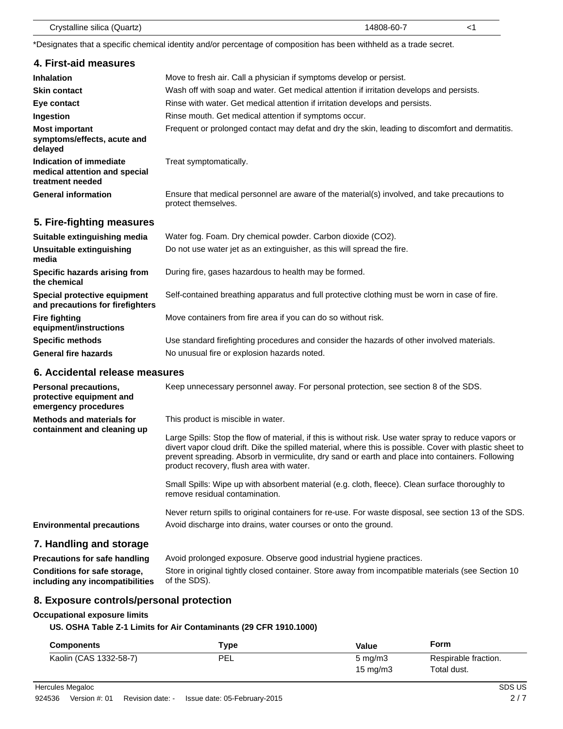| Crystalline silica (Quartz) | 14808-60-7 | <1 |
|---|---|---|

*Designates that a specific chemical identity and/or percentage of composition has been withheld as a trade secret.

## 4. First-aid measures

**Inhalation** Move to fresh air. Call a physician if symptoms develop or persist.

**Skin contact** Wash off with soap and water. Get medical attention if irritation develops and persists.

**Eye contact** Rinse with water. Get medical attention if irritation develops and persists.

**Ingestion** Rinse mouth. Get medical attention if symptoms occur.

**Most important symptoms/effects, acute and delayed** Frequent or prolonged contact may defat and dry the skin, leading to discomfort and dermatitis.

**Indication of immediate medical attention and special treatment needed** Treat symptomatically.

**General information** Ensure that medical personnel are aware of the material(s) involved, and take precautions to protect themselves.

## 5. Fire-fighting measures

**Suitable extinguishing media** Water fog. Foam. Dry chemical powder. Carbon dioxide ($CO_2$).

**Unsuitable extinguishing media** Do not use water jet as an extinguisher, as this will spread the fire.

**Specific hazards arising from the chemical** During fire, gases hazardous to health may be formed.

**Special protective equipment and precautions for firefighters** Self-contained breathing apparatus and full protective clothing must be worn in case of fire.

**Fire fighting equipment/instructions** Move containers from fire area if you can do so without risk.

**Specific methods** Use standard firefighting procedures and consider the hazards of other involved materials.

**General fire hazards** No unusual fire or explosion hazards noted.

## 6. Accidental release measures

**Personal precautions, protective equipment and emergency procedures** Keep unnecessary personnel away. For personal protection, see section 8 of the SDS.

**Methods and materials for containment and cleaning up** This product is miscible in water.

Large Spills: Stop the flow of material, if this is without risk. Use water spray to reduce vapors or divert vapor cloud drift. Dike the spilled material, where this is possible. Cover with plastic sheet to prevent spreading. Absorb in vermiculite, dry sand or earth and place into containers. Following product recovery, flush area with water.

Small Spills: Wipe up with absorbent material (e.g. cloth, fleece). Clean surface thoroughly to remove residual contamination.

Never return spills to original containers for re-use. For waste disposal, see section 13 of the SDS.

**Environmental precautions** Avoid discharge into drains, water courses or onto the ground.

## 7. Handling and storage

**Precautions for safe handling** Avoid prolonged exposure. Observe good industrial hygiene practices.

**Conditions for safe storage, including any incompatibilities** Store in original tightly closed container. Store away from incompatible materials (see Section 10 of the SDS).

## 8. Exposure controls/personal protection

**Occupational exposure limits**

**US. OSHA Table Z-1 Limits for Air Contaminants (29 CFR 1910.1000)**

| Components | Type | Value | Form |
|---|---|---|---|
| Kaolin (CAS 1332-58-7) | PEL | 5 mg/m3 | Respirable fraction. |
| | | 15 mg/m3 | Total dust. |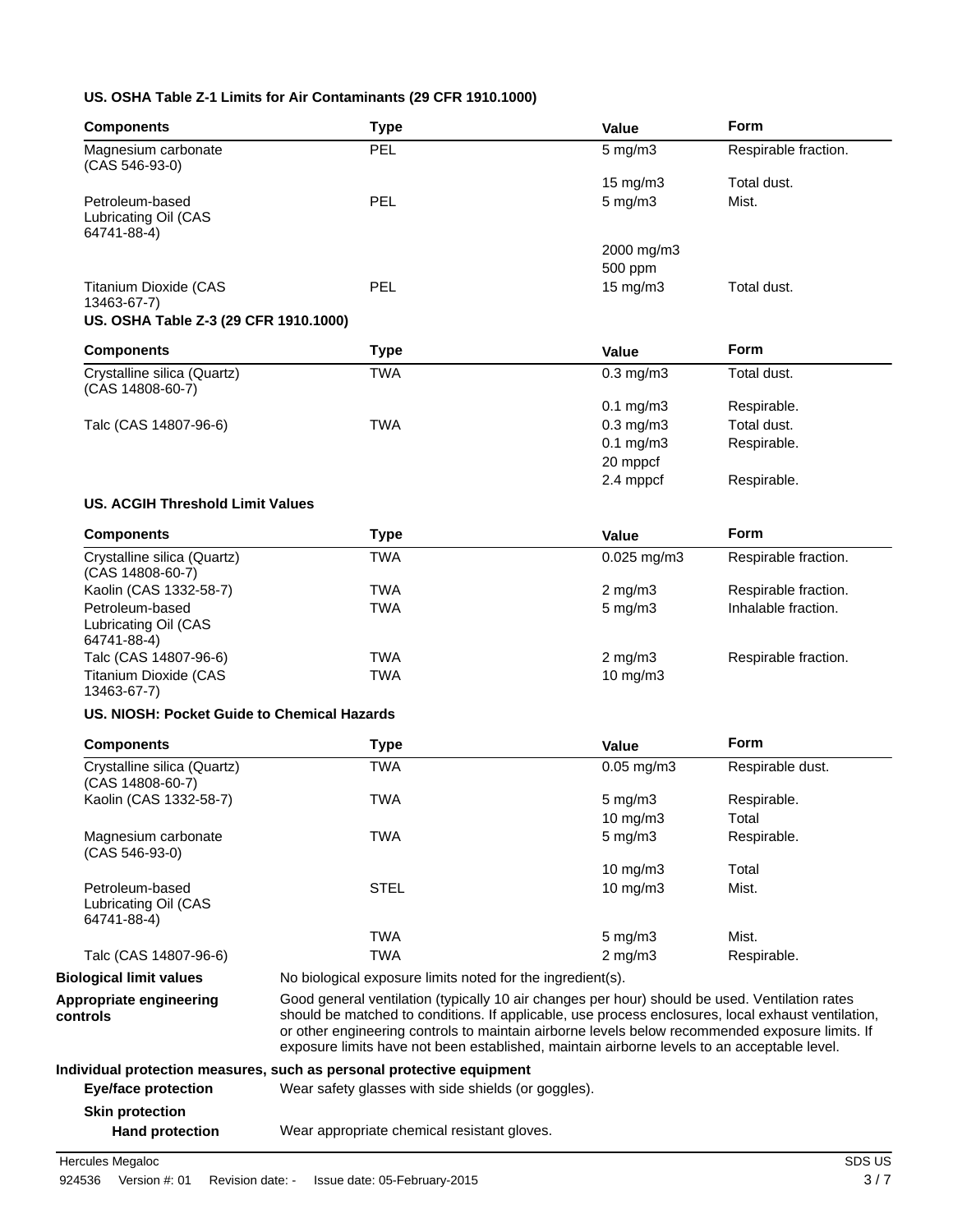**US. OSHA Table Z-1 Limits for Air Contaminants (29 CFR 1910.1000)**

| Components | Type | Value | Form |
|---|---|---|---|
| Magnesium carbonate (CAS 546-93-0) | PEL | 5 mg/m3 | Respirable fraction. |
| | | 15 mg/m3 | Total dust. |
| Petroleum-based Lubricating Oil (CAS 64741-88-4) | PEL | 5 mg/m3 | Mist. |
| | | 2000 mg/m3 | |
| | | 500 ppm | |
| Titanium Dioxide (CAS 13463-67-7) | PEL | 15 mg/m3 | Total dust. |

**US. OSHA Table Z-3 (29 CFR 1910.1000)**

| Components | Type | Value | Form |
|---|---|---|---|
| Crystalline silica (Quartz) (CAS 14808-60-7) | TWA | 0.3 mg/m3 | Total dust. |
| | | 0.1 mg/m3 | Respirable. |
| Talc (CAS 14807-96-6) | TWA | 0.3 mg/m3 | Total dust. |
| | | 0.1 mg/m3 | Respirable. |
| | | 20 mppcf | |
| | | 2.4 mppcf | Respirable. |

**US. ACGIH Threshold Limit Values**

| Components | Type | Value | Form |
|---|---|---|---|
| Crystalline silica (Quartz) (CAS 14808-60-7) | TWA | 0.025 mg/m3 | Respirable fraction. |
| Kaolin (CAS 1332-58-7) | TWA | 2 mg/m3 | Respirable fraction. |
| Petroleum-based Lubricating Oil (CAS 64741-88-4) | TWA | 5 mg/m3 | Inhalable fraction. |
| Talc (CAS 14807-96-6) | TWA | 2 mg/m3 | Respirable fraction. |
| Titanium Dioxide (CAS 13463-67-7) | TWA | 10 mg/m3 | |

**US. NIOSH: Pocket Guide to Chemical Hazards**

| Components | Type | Value | Form |
|---|---|---|---|
| Crystalline silica (Quartz) (CAS 14808-60-7) | TWA | 0.05 mg/m3 | Respirable dust. |
| Kaolin (CAS 1332-58-7) | TWA | 5 mg/m3 | Respirable. |
| | | 10 mg/m3 | Total |
| Magnesium carbonate (CAS 546-93-0) | TWA | 5 mg/m3 | Respirable. |
| | | 10 mg/m3 | Total |
| Petroleum-based Lubricating Oil (CAS 64741-88-4) | STEL | 10 mg/m3 | Mist. |
| | TWA | 5 mg/m3 | Mist. |
| Talc (CAS 14807-96-6) | TWA | 2 mg/m3 | Respirable. |

**Biological limit values** No biological exposure limits noted for the ingredient(s).

**Appropriate engineering controls** Good general ventilation (typically 10 air changes per hour) should be used. Ventilation rates should be matched to conditions. If applicable, use process enclosures, local exhaust ventilation, or other engineering controls to maintain airborne levels below recommended exposure limits. If exposure limits have not been established, maintain airborne levels to an acceptable level.

**Individual protection measures, such as personal protective equipment**

**Eye/face protection** Wear safety glasses with side shields (or goggles).

**Skin protection**

**Hand protection** Wear appropriate chemical resistant gloves.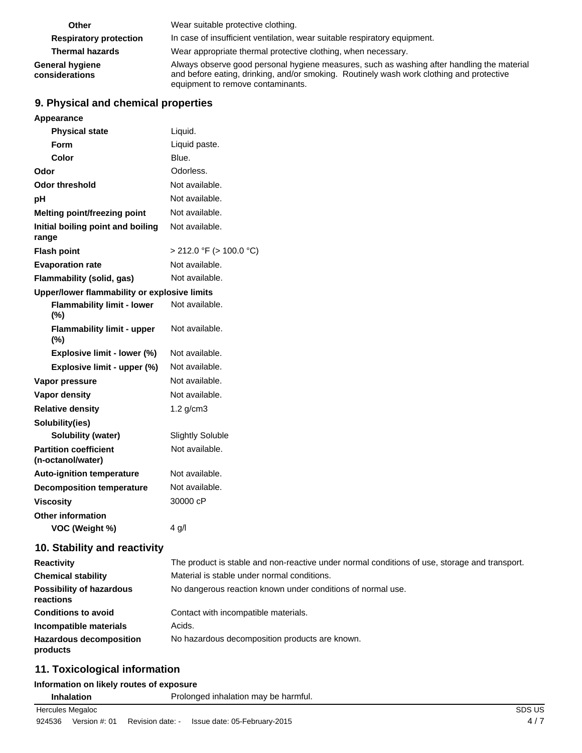| | |
|---|---|
| **Other** | Wear suitable protective clothing. |
| **Respiratory protection** | In case of insufficient ventilation, wear suitable respiratory equipment. |
| **Thermal hazards** | Wear appropriate thermal protective clothing, when necessary. |
| **General hygiene considerations** | Always observe good personal hygiene measures, such as washing after handling the material and before eating, drinking, and/or smoking. Routinely wash work clothing and protective equipment to remove contaminants. |

## 9. Physical and chemical properties

| | |
|---|---|
| **Appearance** | |
| **Physical state** | Liquid. |
| **Form** | Liquid paste. |
| **Color** | Blue. |
| **Odor** | Odorless. |
| **Odor threshold** | Not available. |
| **pH** | Not available. |
| **Melting point/freezing point** | Not available. |
| **Initial boiling point and boiling range** | Not available. |
| **Flash point** | > 212.0 °F (> 100.0 °C) |
| **Evaporation rate** | Not available. |
| **Flammability (solid, gas)** | Not available. |
| **Upper/lower flammability or explosive limits** | |
| **Flammability limit - lower (%)** | Not available. |
| **Flammability limit - upper (%)** | Not available. |
| **Explosive limit - lower (%)** | Not available. |
| **Explosive limit - upper (%)** | Not available. |
| **Vapor pressure** | Not available. |
| **Vapor density** | Not available. |
| **Relative density** | 1.2 g/cm3 |
| **Solubility(ies)** | |
| **Solubility (water)** | Slightly Soluble |
| **Partition coefficient (n-octanol/water)** | Not available. |
| **Auto-ignition temperature** | Not available. |
| **Decomposition temperature** | Not available. |
| **Viscosity** | 30000 cP |
| **Other information** | |
| **VOC (Weight %)** | 4 g/l |

## 10. Stability and reactivity

| | |
|---|---|
| **Reactivity** | The product is stable and non-reactive under normal conditions of use, storage and transport. |
| **Chemical stability** | Material is stable under normal conditions. |
| **Possibility of hazardous reactions** | No dangerous reaction known under conditions of normal use. |
| **Conditions to avoid** | Contact with incompatible materials. |
| **Incompatible materials** | Acids. |
| **Hazardous decomposition products** | No hazardous decomposition products are known. |

## 11. Toxicological information

**Information on likely routes of exposure**

| | |
|---|---|
| **Inhalation** | Prolonged inhalation may be harmful. |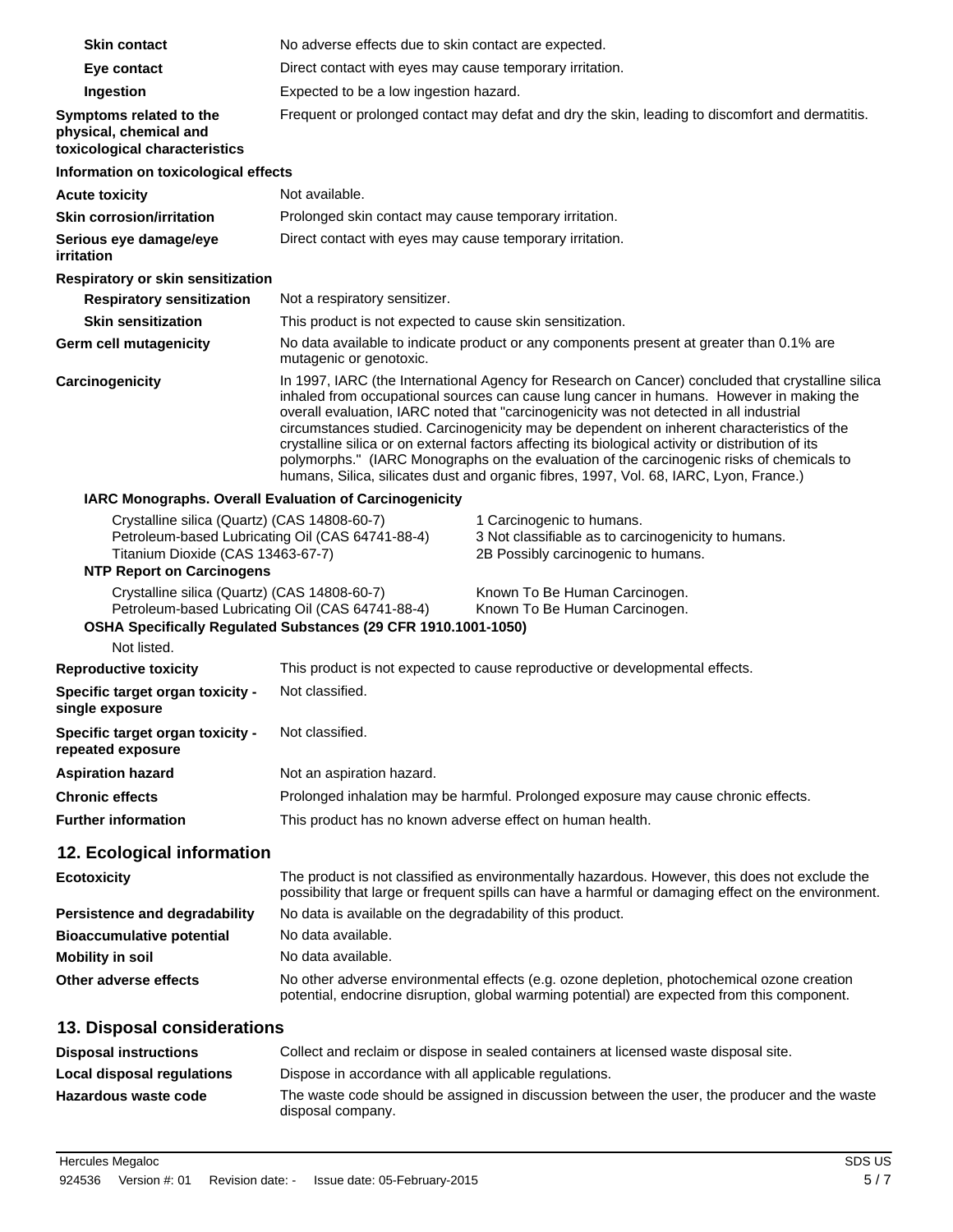**Skin contact** No adverse effects due to skin contact are expected.

**Eye contact** Direct contact with eyes may cause temporary irritation.

**Ingestion** Expected to be a low ingestion hazard.

**Symptoms related to the physical, chemical and toxicological characteristics** Frequent or prolonged contact may defat and dry the skin, leading to discomfort and dermatitis.

**Information on toxicological effects**

**Acute toxicity** Not available.

**Skin corrosion/irritation** Prolonged skin contact may cause temporary irritation.

**Serious eye damage/eye irritation** Direct contact with eyes may cause temporary irritation.

**Respiratory or skin sensitization**

**Respiratory sensitization** Not a respiratory sensitizer.

**Skin sensitization** This product is not expected to cause skin sensitization.

**Germ cell mutagenicity** No data available to indicate product or any components present at greater than 0.1% are mutagenic or genotoxic.

**Carcinogenicity** In 1997, IARC (the International Agency for Research on Cancer) concluded that crystalline silica inhaled from occupational sources can cause lung cancer in humans. However in making the overall evaluation, IARC noted that "carcinogenicity was not detected in all industrial circumstances studied. Carcinogenicity may be dependent on inherent characteristics of the crystalline silica or on external factors affecting its biological activity or distribution of its polymorphs." (IARC Monographs on the evaluation of the carcinogenic risks of chemicals to humans, Silica, silicates dust and organic fibres, 1997, Vol. 68, IARC, Lyon, France.)

**IARC Monographs. Overall Evaluation of Carcinogenicity**

| | |
|---|---|
| Crystalline silica (Quartz) (CAS 14808-60-7) | 1 Carcinogenic to humans. |
| Petroleum-based Lubricating Oil (CAS 64741-88-4) | 3 Not classifiable as to carcinogenicity to humans. |
| Titanium Dioxide (CAS 13463-67-7) | 2B Possibly carcinogenic to humans. |

**NTP Report on Carcinogens**

| | |
|---|---|
| Crystalline silica (Quartz) (CAS 14808-60-7) | Known To Be Human Carcinogen. |
| Petroleum-based Lubricating Oil (CAS 64741-88-4) | Known To Be Human Carcinogen. |

**OSHA Specifically Regulated Substances (29 CFR 1910.1001-1050)**

Not listed.

**Reproductive toxicity** This product is not expected to cause reproductive or developmental effects.

**Specific target organ toxicity - single exposure** Not classified.

**Specific target organ toxicity - repeated exposure** Not classified.

**Aspiration hazard** Not an aspiration hazard.

**Chronic effects** Prolonged inhalation may be harmful. Prolonged exposure may cause chronic effects.

**Further information** This product has no known adverse effect on human health.

## 12. Ecological information

**Ecotoxicity** The product is not classified as environmentally hazardous. However, this does not exclude the possibility that large or frequent spills can have a harmful or damaging effect on the environment.

**Persistence and degradability** No data is available on the degradability of this product.

**Bioaccumulative potential** No data available.

**Mobility in soil** No data available.

**Other adverse effects** No other adverse environmental effects (e.g. ozone depletion, photochemical ozone creation potential, endocrine disruption, global warming potential) are expected from this component.

## 13. Disposal considerations

**Disposal instructions** Collect and reclaim or dispose in sealed containers at licensed waste disposal site.

**Local disposal regulations** Dispose in accordance with all applicable regulations.

**Hazardous waste code** The waste code should be assigned in discussion between the user, the producer and the waste disposal company.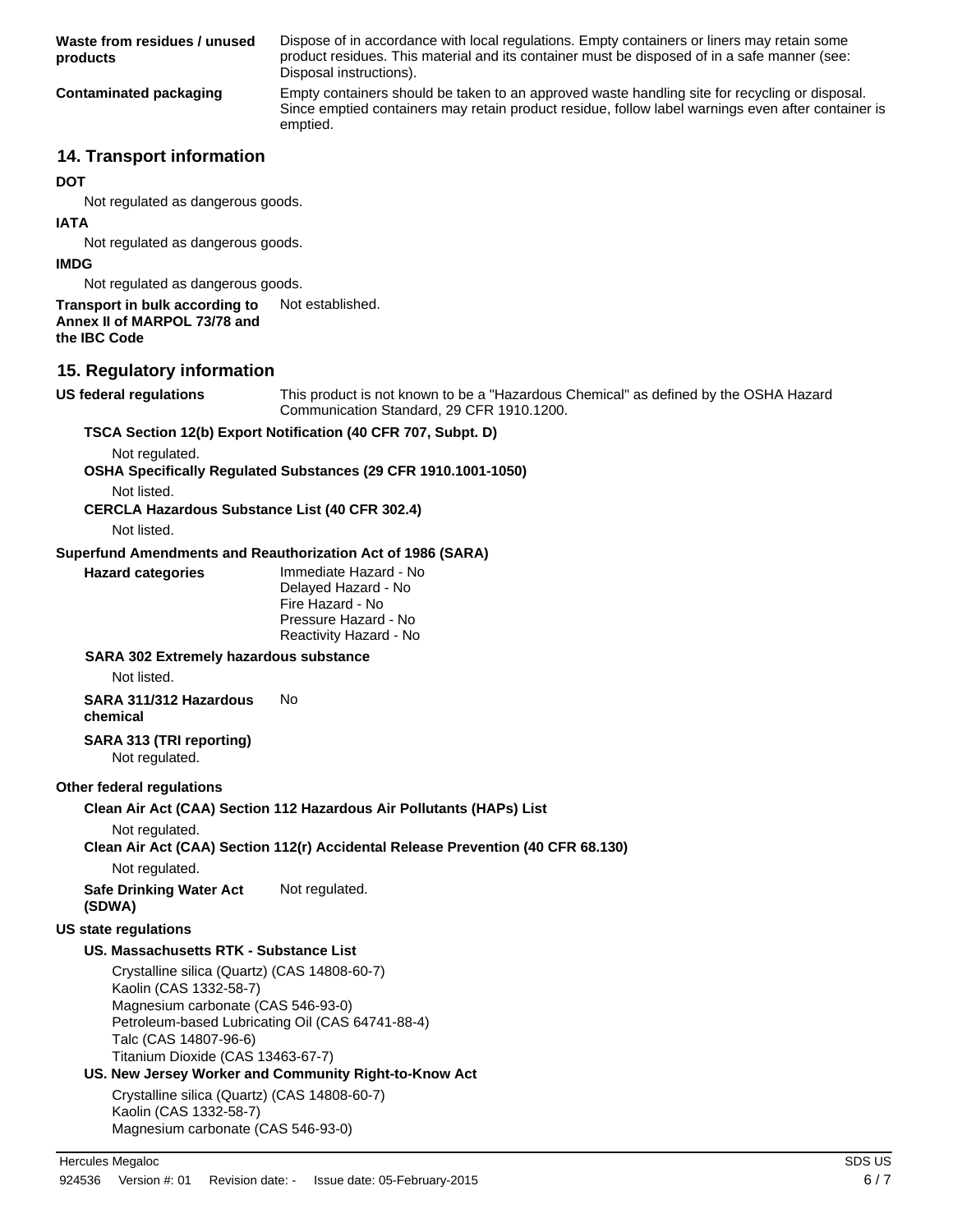**Waste from residues / unused products**
Dispose of in accordance with local regulations. Empty containers or liners may retain some product residues. This material and its container must be disposed of in a safe manner (see: Disposal instructions).

**Contaminated packaging**
Empty containers should be taken to an approved waste handling site for recycling or disposal. Since emptied containers may retain product residue, follow label warnings even after container is emptied.

## 14. Transport information

**DOT**

Not regulated as dangerous goods.

**IATA**

Not regulated as dangerous goods.

**IMDG**

Not regulated as dangerous goods.

**Transport in bulk according to Annex II of MARPOL 73/78 and the IBC Code**
Not established.

## 15. Regulatory information

**US federal regulations**
This product is not known to be a "Hazardous Chemical" as defined by the OSHA Hazard Communication Standard, 29 CFR 1910.1200.

**TSCA Section 12(b) Export Notification (40 CFR 707, Subpt. D)**

Not regulated.

**OSHA Specifically Regulated Substances (29 CFR 1910.1001-1050)**

Not listed.

**CERCLA Hazardous Substance List (40 CFR 302.4)**

Not listed.

**Superfund Amendments and Reauthorization Act of 1986 (SARA)**

**Hazard categories**
Immediate Hazard - No
Delayed Hazard - No
Fire Hazard - No
Pressure Hazard - No
Reactivity Hazard - No

**SARA 302 Extremely hazardous substance**

Not listed.

**SARA 311/312 Hazardous chemical**
No

**SARA 313 (TRI reporting)**

Not regulated.

**Other federal regulations**

**Clean Air Act (CAA) Section 112 Hazardous Air Pollutants (HAPs) List**

Not regulated.

**Clean Air Act (CAA) Section 112(r) Accidental Release Prevention (40 CFR 68.130)**

Not regulated.

**Safe Drinking Water Act (SDWA)**
Not regulated.

**US state regulations**

**US. Massachusetts RTK - Substance List**

Crystalline silica (Quartz) (CAS 14808-60-7)
Kaolin (CAS 1332-58-7)
Magnesium carbonate (CAS 546-93-0)
Petroleum-based Lubricating Oil (CAS 64741-88-4)
Talc (CAS 14807-96-6)
Titanium Dioxide (CAS 13463-67-7)

**US. New Jersey Worker and Community Right-to-Know Act**

Crystalline silica (Quartz) (CAS 14808-60-7)
Kaolin (CAS 1332-58-7)
Magnesium carbonate (CAS 546-93-0)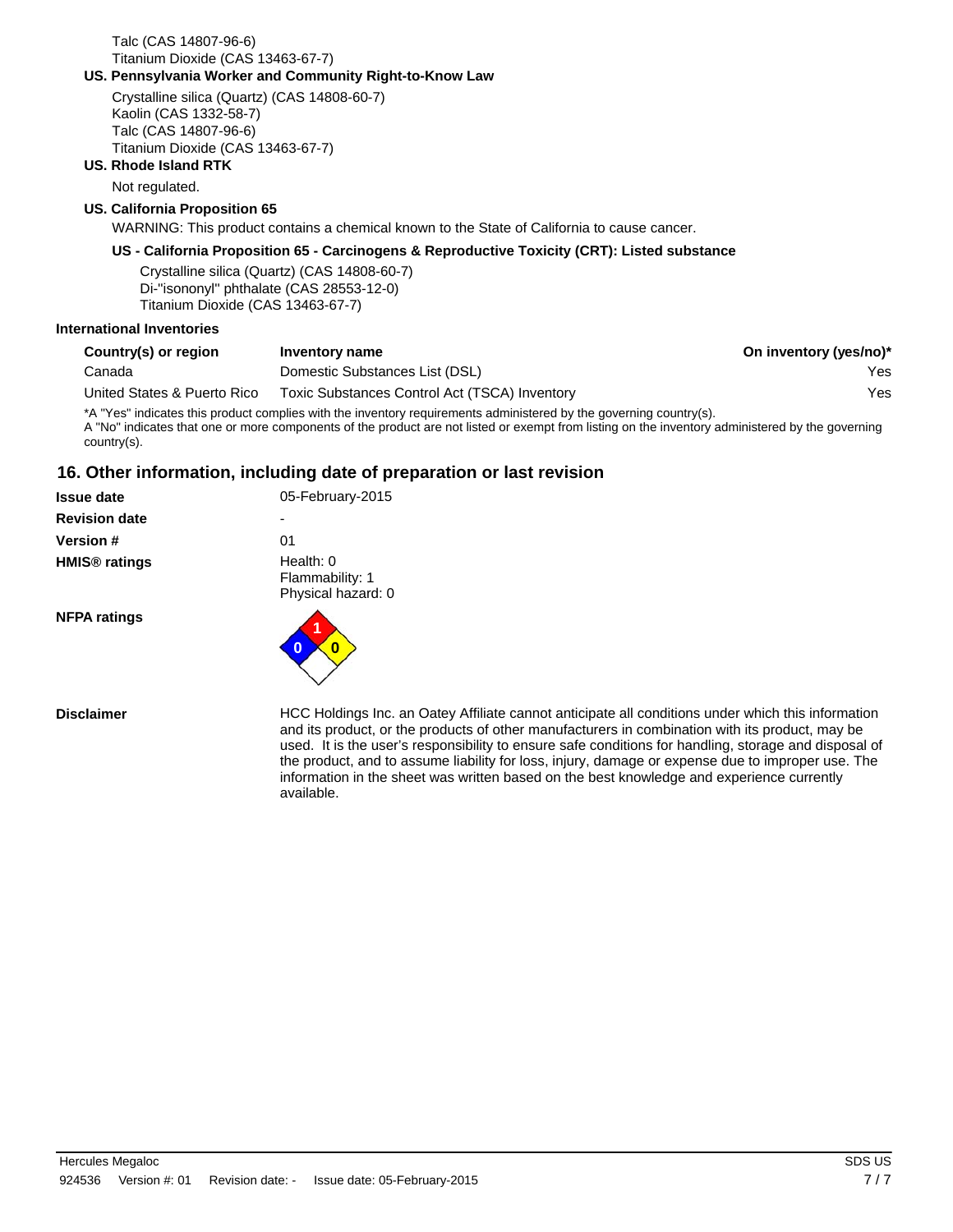Talc (CAS 14807-96-6)
Titanium Dioxide (CAS 13463-67-7)

**US. Pennsylvania Worker and Community Right-to-Know Law**

Crystalline silica (Quartz) (CAS 14808-60-7)
Kaolin (CAS 1332-58-7)
Talc (CAS 14807-96-6)
Titanium Dioxide (CAS 13463-67-7)

**US. Rhode Island RTK**

Not regulated.

**US. California Proposition 65**

WARNING: This product contains a chemical known to the State of California to cause cancer.

**US - California Proposition 65 - Carcinogens & Reproductive Toxicity (CRT): Listed substance**

Crystalline silica (Quartz) (CAS 14808-60-7)
Di-"isononyl" phthalate (CAS 28553-12-0)
Titanium Dioxide (CAS 13463-67-7)

**International Inventories**

| Country(s) or region | Inventory name | On inventory (yes/no)* |
|---|---|---|
| Canada | Domestic Substances List (DSL) | Yes |
| United States & Puerto Rico | Toxic Substances Control Act (TSCA) Inventory | Yes |

*A "Yes" indicates this product complies with the inventory requirements administered by the governing country(s).
A "No" indicates that one or more components of the product are not listed or exempt from listing on the inventory administered by the governing country(s).

## 16. Other information, including date of preparation or last revision

**Issue date** 05-February-2015

**Revision date** -

**Version #** 01

**HMIS® ratings**
Health: 0
Flammability: 1
Physical hazard: 0

**NFPA ratings**
1
0 0

**Disclaimer**

HCC Holdings Inc. an Oatey Affiliate cannot anticipate all conditions under which this information and its product, or the products of other manufacturers in combination with its product, may be used. It is the user's responsibility to ensure safe conditions for handling, storage and disposal of the product, and to assume liability for loss, injury, damage or expense due to improper use. The information in the sheet was written based on the best knowledge and experience currently available.